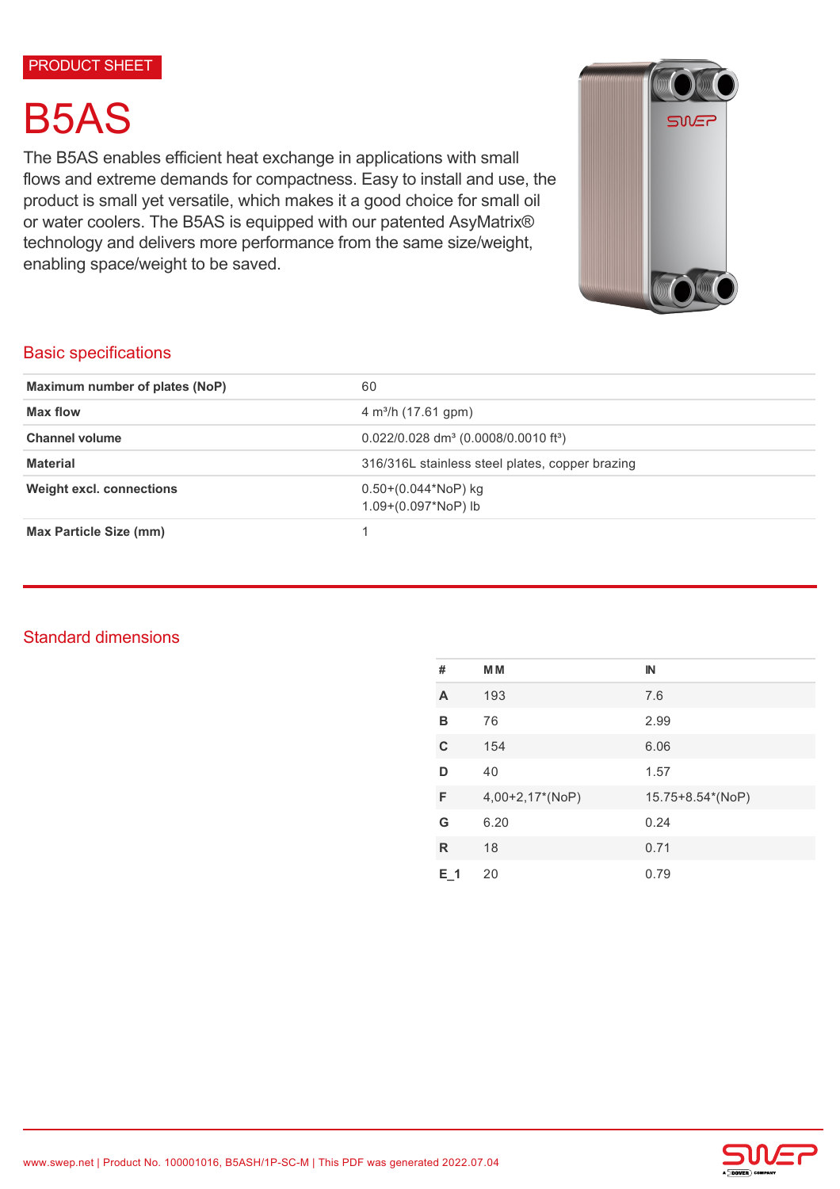PRODUCT SHEET

# B5AS

The B5AS enables efficient heat exchange in applications with small flows and extreme demands for compactness. Easy to install and use, the product is small yet versatile, which makes it a good choice for small oil or water coolers. The B5AS is equipped with our patented AsyMatrix® technology and delivers more performance from the same size/weight, enabling space/weight to be saved.

## Basic specifications

| | |
|---|---|
| **Maximum number of plates (NoP)** | 60 |
| **Max flow** | 4 m³/h (17.61 gpm) |
| **Channel volume** | 0.022/0.028 dm³ (0.0008/0.0010 ft³) |
| **Material** | 316/316L stainless steel plates, copper brazing |
| **Weight excl. connections** | 0.50+(0.044*NoP) kg<br>1.09+(0.097*NoP) lb |
| **Max Particle Size (mm)** | 1 |

## Standard dimensions

| # | MM | IN |
|---|---|---|
| **A** | 193 | 7.6 |
| **B** | 76 | 2.99 |
| **C** | 154 | 6.06 |
| **D** | 40 | 1.57 |
| **F** | 4,00+2,17*(NoP) | 15.75+8.54*(NoP) |
| **G** | 6.20 | 0.24 |
| **R** | 18 | 0.71 |
| **E_1** | 20 | 0.79 |

www.swep.net | Product No. 100001016, B5ASH/1P-SC-M | This PDF was generated 2022.07.04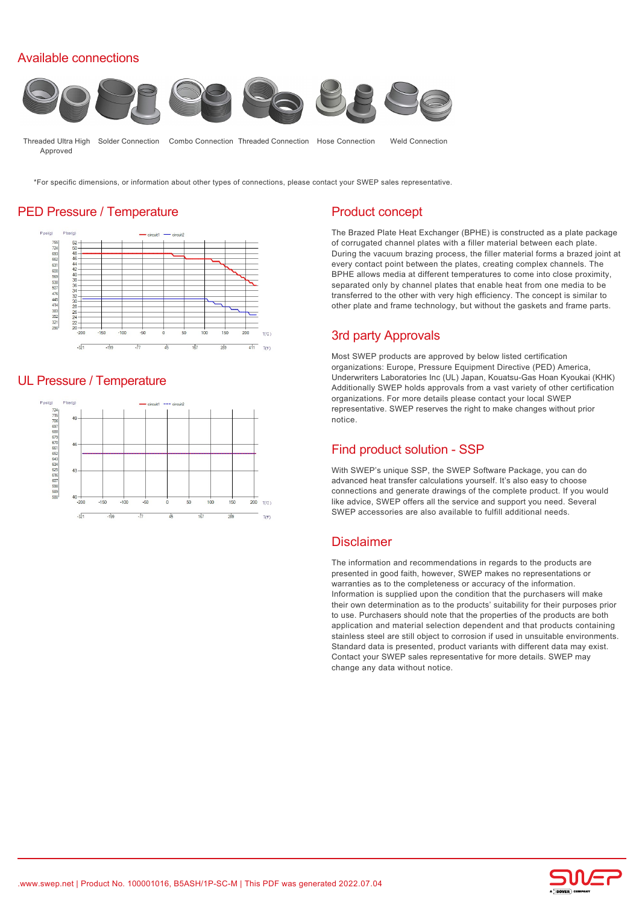## Available connections

Threaded Ultra High Approved

Solder Connection

Combo Connection

Threaded Connection

Hose Connection

Weld Connection

*For specific dimensions, or information about other types of connections, please contact your SWEP sales representative.

## PED Pressure / Temperature

P psi(g) P bar(g)

circuit1 circuit2

755 52
724 50
693 48
662 46
631 44
600 42
569 40
538 38
507 36
476 34
445 32
414 30
383 28
352 26
321 24
290 22
20

-200 -150 -100 -50 0 50 100 150 200 T(°C)

-321 -199 -77 45 167 289 411 T(°F)

## UL Pressure / Temperature

P psi(g) P bar(g)

circuit1 circuit2

724 715 706 697 688 679 670 661 652 643 634 625 616 607 598 589 580

49 46 43 40

-200 -150 -100 -50 0 50 100 150 200 T(°C)

-321 -199 -77 45 167 289 T(°F)

## Product concept

The Brazed Plate Heat Exchanger (BPHE) is constructed as a plate package of corrugated channel plates with a filler material between each plate. During the vacuum brazing process, the filler material forms a brazed joint at every contact point between the plates, creating complex channels. The BPHE allows media at different temperatures to come into close proximity, separated only by channel plates that enable heat from one media to be transferred to the other with very high efficiency. The concept is similar to other plate and frame technology, but without the gaskets and frame parts.

## 3rd party Approvals

Most SWEP products are approved by below listed certification organizations: Europe, Pressure Equipment Directive (PED) America, Underwriters Laboratories Inc (UL) Japan, Kouatsu-Gas Hoan Kyoukai (KHK) Additionally SWEP holds approvals from a vast variety of other certification organizations. For more details please contact your local SWEP representative. SWEP reserves the right to make changes without prior notice.

## Find product solution - SSP

With SWEP's unique SSP, the SWEP Software Package, you can do advanced heat transfer calculations yourself. It's also easy to choose connections and generate drawings of the complete product. If you would like advice, SWEP offers all the service and support you need. Several SWEP accessories are also available to fulfill additional needs.

## Disclaimer

The information and recommendations in regards to the products are presented in good faith, however, SWEP makes no representations or warranties as to the completeness or accuracy of the information. Information is supplied upon the condition that the purchasers will make their own determination as to the products' suitability for their purposes prior to use. Purchasers should note that the properties of the products are both application and material selection dependent and that products containing stainless steel are still object to corrosion if used in unsuitable environments. Standard data is presented, product variants with different data may exist. Contact your SWEP sales representative for more details. SWEP may change any data without notice.

.www.swep.net | Product No. 100001016, B5ASH/1P-SC-M | This PDF was generated 2022.07.04